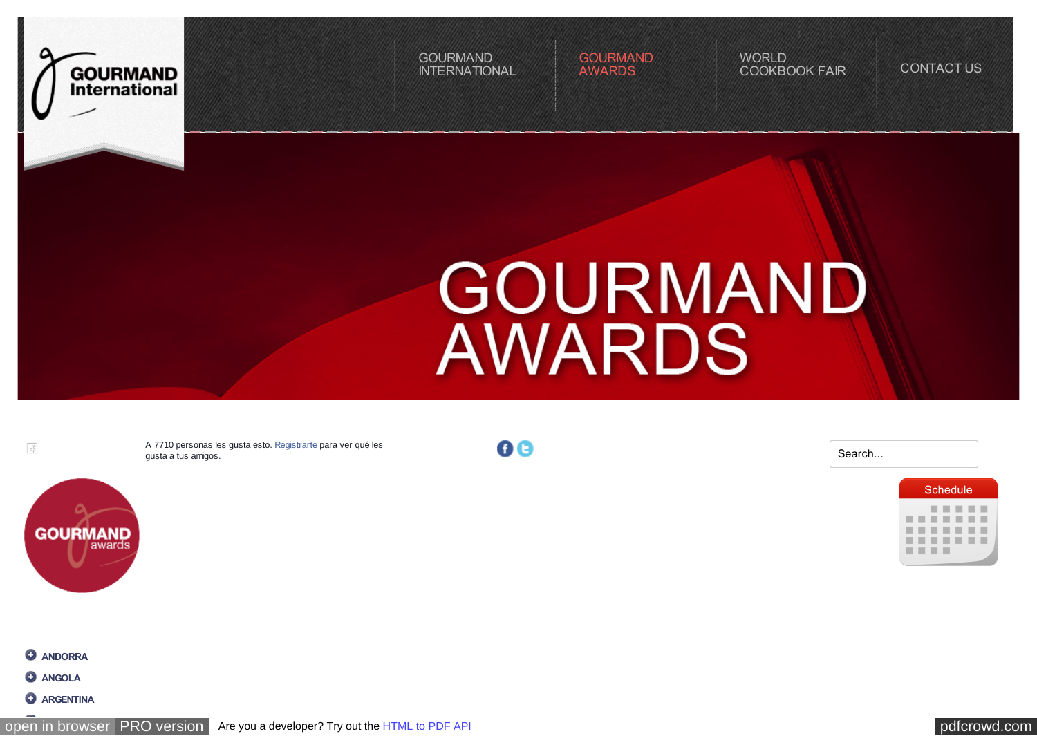GOURMAND International

GOURMAND INTERNATIONAL | GOURMAND AWARDS | WORLD COOKBOOK FAIR | CONTACT US

# GOURMAND AWARDS

A 7710 personas les gusta esto. Registrarte para ver qué les gusta a tus amigos.

Search...

Schedule

GOURMAND awards

- ANDORRA
- ANGOLA
- ARGENTINA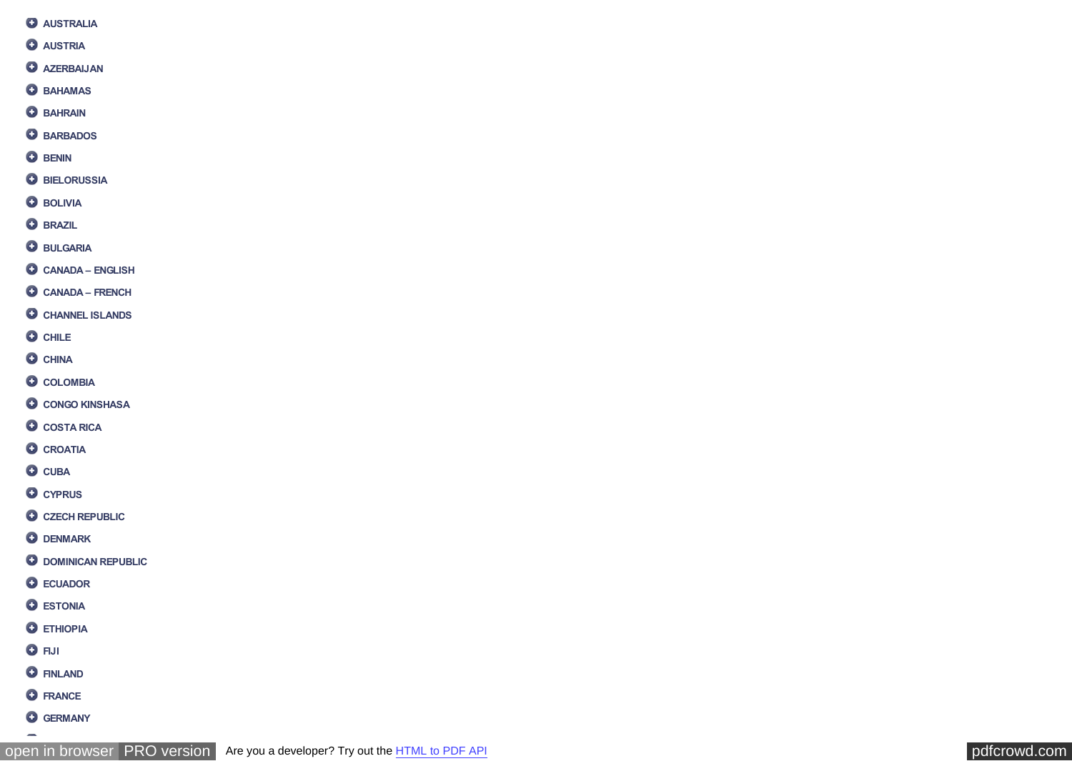- AUSTRALIA
- AUSTRIA
- AZERBAIJAN
- BAHAMAS
- BAHRAIN
- BARBADOS
- BENIN
- BIELORUSSIA
- BOLIVIA
- BRAZIL
- BULGARIA
- CANADA – ENGLISH
- CANADA – FRENCH
- CHANNEL ISLANDS
- CHILE
- CHINA
- COLOMBIA
- CONGO KINSHASA
- COSTA RICA
- CROATIA
- CUBA
- CYPRUS
- CZECH REPUBLIC
- DENMARK
- DOMINICAN REPUBLIC
- ECUADOR
- ESTONIA
- ETHIOPIA
- FIJI
- FINLAND
- FRANCE
- GERMANY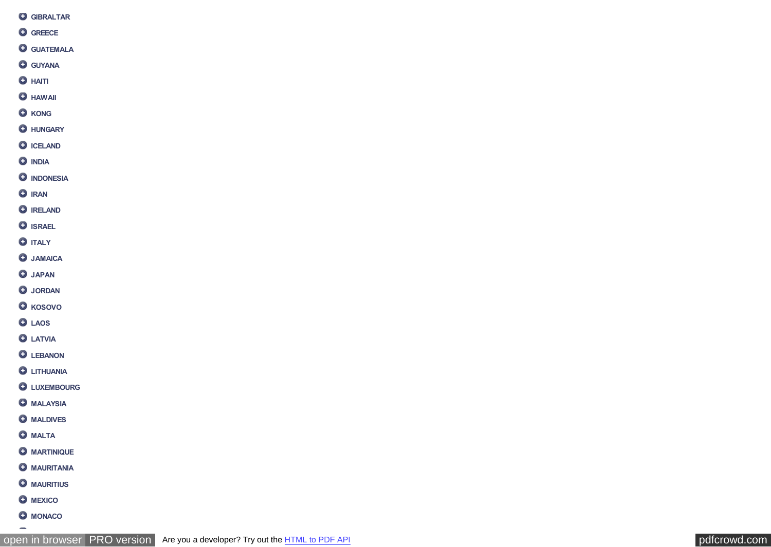- GIBRALTAR
- GREECE
- GUATEMALA
- GUYANA
- HAITI
- HAWAII
- KONG
- HUNGARY
- ICELAND
- INDIA
- INDONESIA
- IRAN
- IRELAND
- ISRAEL
- ITALY
- JAMAICA
- JAPAN
- JORDAN
- KOSOVO
- LAOS
- LATVIA
- LEBANON
- LITHUANIA
- LUXEMBOURG
- MALAYSIA
- MALDIVES
- MALTA
- MARTINIQUE
- MAURITANIA
- MAURITIUS
- MEXICO
- MONACO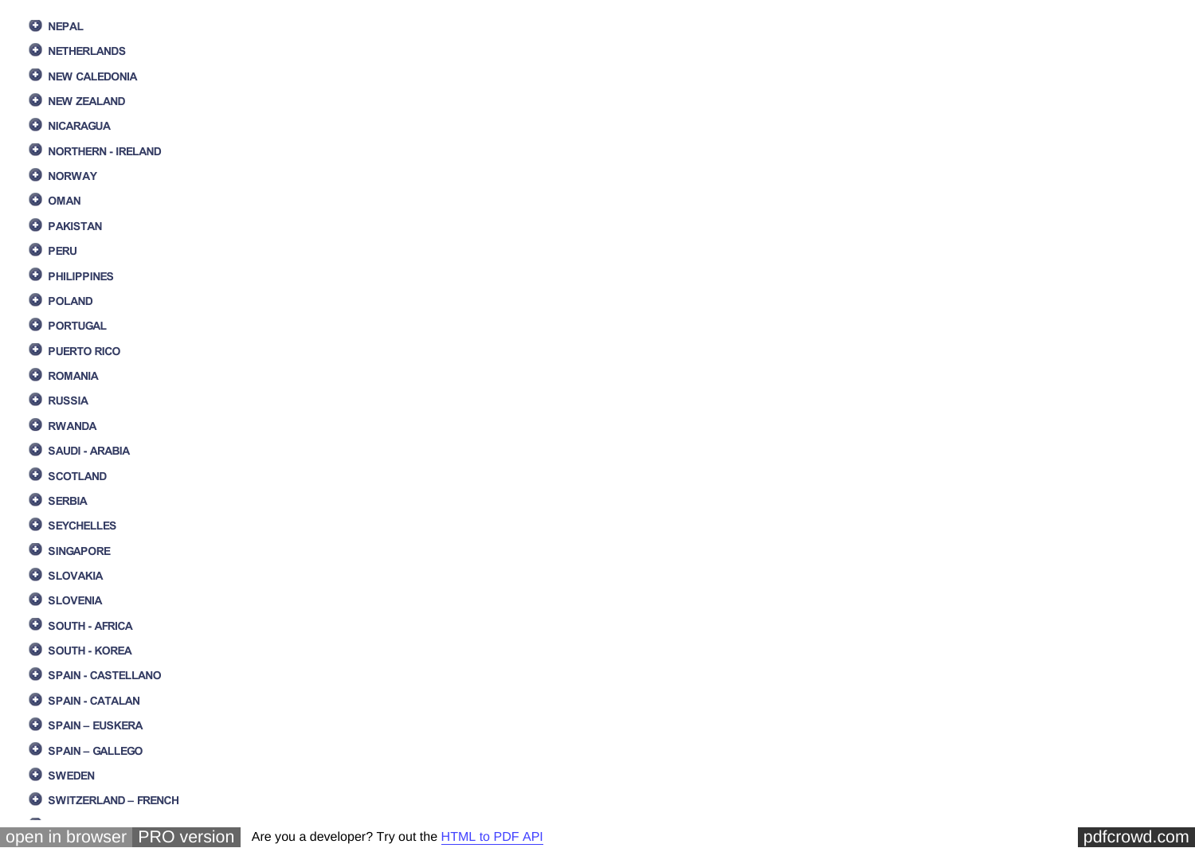- NEPAL
- NETHERLANDS
- NEW CALEDONIA
- NEW ZEALAND
- NICARAGUA
- NORTHERN - IRELAND
- NORWAY
- OMAN
- PAKISTAN
- PERU
- PHILIPPINES
- POLAND
- PORTUGAL
- PUERTO RICO
- ROMANIA
- RUSSIA
- RWANDA
- SAUDI - ARABIA
- SCOTLAND
- SERBIA
- SEYCHELLES
- SINGAPORE
- SLOVAKIA
- SLOVENIA
- SOUTH - AFRICA
- SOUTH - KOREA
- SPAIN - CASTELLANO
- SPAIN - CATALAN
- SPAIN – EUSKERA
- SPAIN – GALLEGO
- SWEDEN
- SWITZERLAND – FRENCH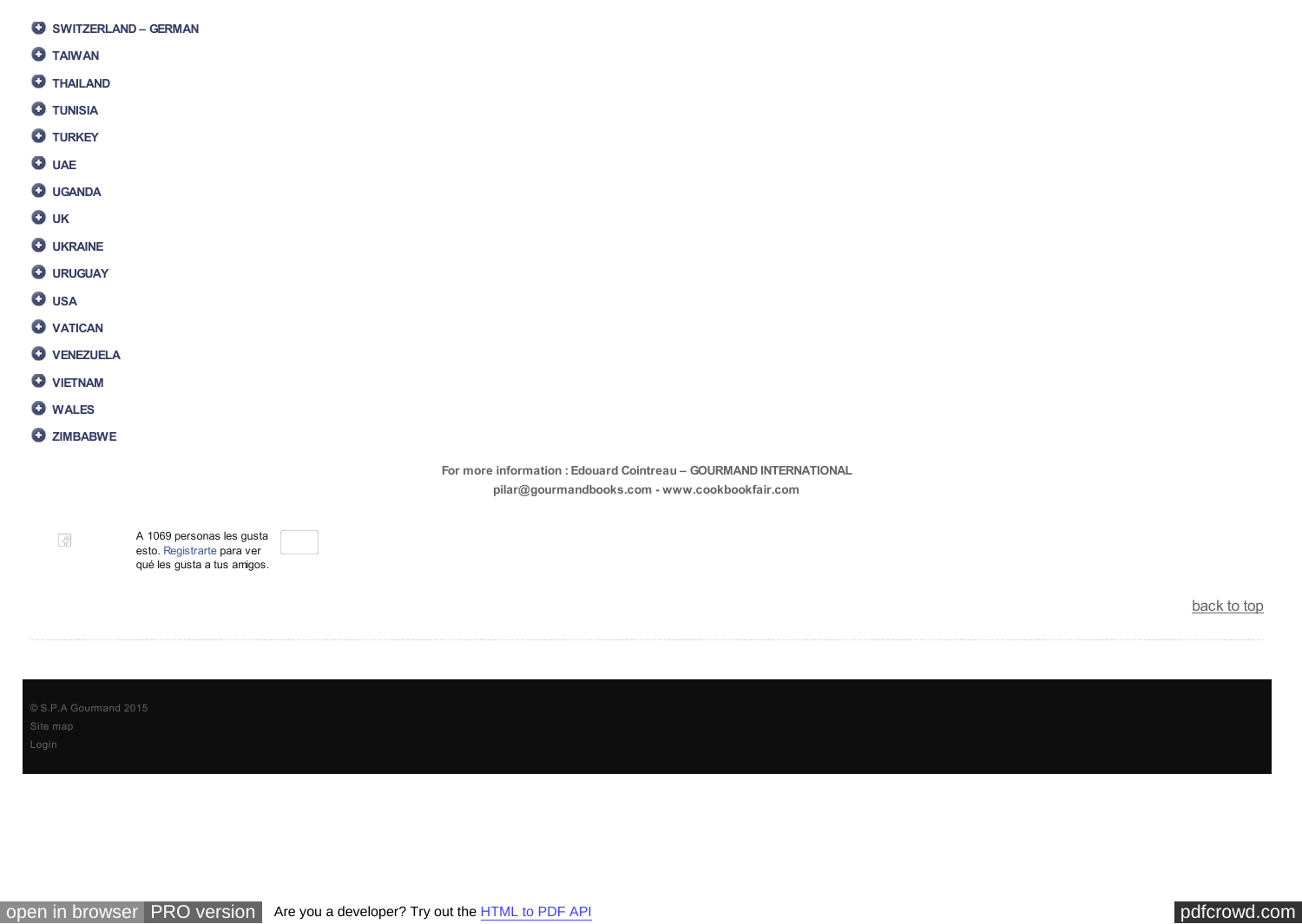- SWITZERLAND – GERMAN
- TAIWAN
- THAILAND
- TUNISIA
- TURKEY
- UAE
- UGANDA
- UK
- UKRAINE
- URUGUAY
- USA
- VATICAN
- VENEZUELA
- VIETNAM
- WALES
- ZIMBABWE

**For more information : Edouard Cointreau – GOURMAND INTERNATIONAL**
**pilar@gourmandbooks.com - www.cookbookfair.com**

A 1069 personas les gusta esto. Registrarte para ver qué les gusta a tus amigos.

back to top

© S.P.A Gourmand 2015
Site map
Login